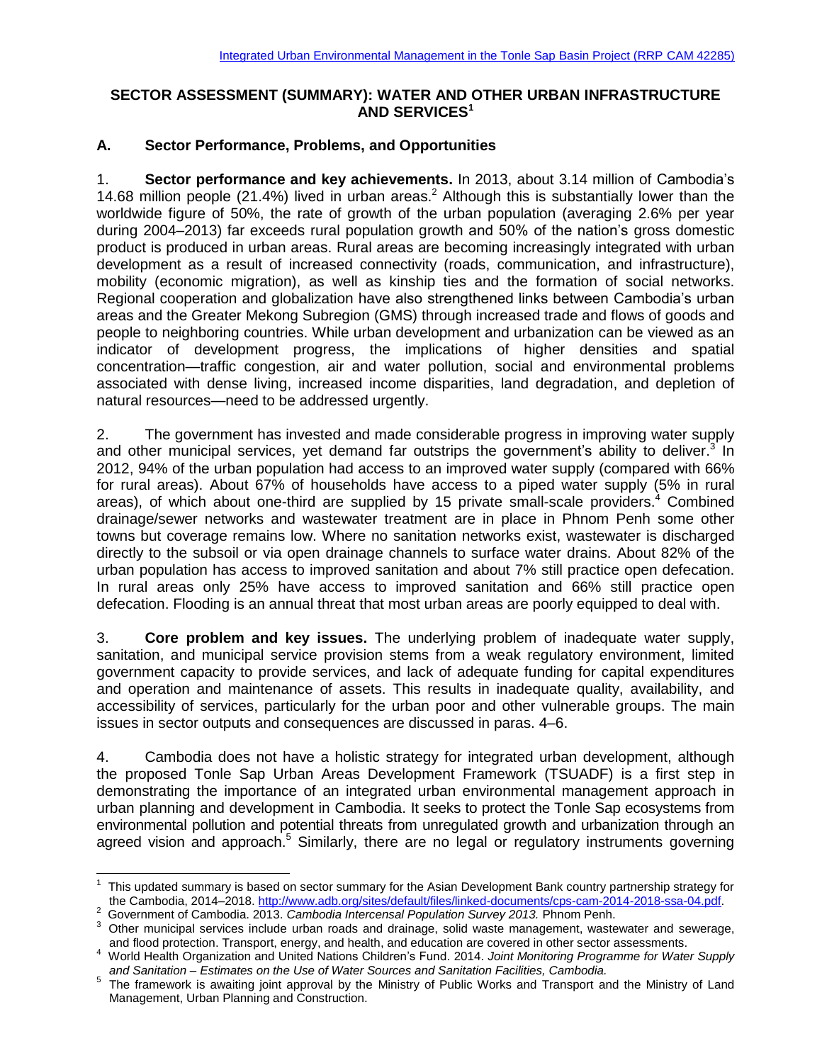Integrated Urban Environmental Management in the Tonle Sap Basin Project (RRP CAM 42285)

# SECTOR ASSESSMENT (SUMMARY): WATER AND OTHER URBAN INFRASTRUCTURE AND SERVICES[1]

## A. Sector Performance, Problems, and Opportunities

1. **Sector performance and key achievements.** In 2013, about 3.14 million of Cambodia's 14.68 million people (21.4%) lived in urban areas.[2] Although this is substantially lower than the worldwide figure of 50%, the rate of growth of the urban population (averaging 2.6% per year during 2004–2013) far exceeds rural population growth and 50% of the nation's gross domestic product is produced in urban areas. Rural areas are becoming increasingly integrated with urban development as a result of increased connectivity (roads, communication, and infrastructure), mobility (economic migration), as well as kinship ties and the formation of social networks. Regional cooperation and globalization have also strengthened links between Cambodia's urban areas and the Greater Mekong Subregion (GMS) through increased trade and flows of goods and people to neighboring countries. While urban development and urbanization can be viewed as an indicator of development progress, the implications of higher densities and spatial concentration—traffic congestion, air and water pollution, social and environmental problems associated with dense living, increased income disparities, land degradation, and depletion of natural resources—need to be addressed urgently.

2. The government has invested and made considerable progress in improving water supply and other municipal services, yet demand far outstrips the government's ability to deliver.[3] In 2012, 94% of the urban population had access to an improved water supply (compared with 66% for rural areas). About 67% of households have access to a piped water supply (5% in rural areas), of which about one-third are supplied by 15 private small-scale providers.[4] Combined drainage/sewer networks and wastewater treatment are in place in Phnom Penh some other towns but coverage remains low. Where no sanitation networks exist, wastewater is discharged directly to the subsoil or via open drainage channels to surface water drains. About 82% of the urban population has access to improved sanitation and about 7% still practice open defecation. In rural areas only 25% have access to improved sanitation and 66% still practice open defecation. Flooding is an annual threat that most urban areas are poorly equipped to deal with.

3. **Core problem and key issues.** The underlying problem of inadequate water supply, sanitation, and municipal service provision stems from a weak regulatory environment, limited government capacity to provide services, and lack of adequate funding for capital expenditures and operation and maintenance of assets. This results in inadequate quality, availability, and accessibility of services, particularly for the urban poor and other vulnerable groups. The main issues in sector outputs and consequences are discussed in paras. 4–6.

4. Cambodia does not have a holistic strategy for integrated urban development, although the proposed Tonle Sap Urban Areas Development Framework (TSUADF) is a first step in demonstrating the importance of an integrated urban environmental management approach in urban planning and development in Cambodia. It seeks to protect the Tonle Sap ecosystems from environmental pollution and potential threats from unregulated growth and urbanization through an agreed vision and approach.[5] Similarly, there are no legal or regulatory instruments governing

---

[1] This updated summary is based on sector summary for the Asian Development Bank country partnership strategy for the Cambodia, 2014–2018. http://www.adb.org/sites/default/files/linked-documents/cps-cam-2014-2018-ssa-04.pdf.

[2] Government of Cambodia. 2013. *Cambodia Intercensal Population Survey 2013.* Phnom Penh.

[3] Other municipal services include urban roads and drainage, solid waste management, wastewater and sewerage, and flood protection. Transport, energy, and health, and education are covered in other sector assessments.

[4] World Health Organization and United Nations Children's Fund. 2014. *Joint Monitoring Programme for Water Supply and Sanitation – Estimates on the Use of Water Sources and Sanitation Facilities, Cambodia.*

[5] The framework is awaiting joint approval by the Ministry of Public Works and Transport and the Ministry of Land Management, Urban Planning and Construction.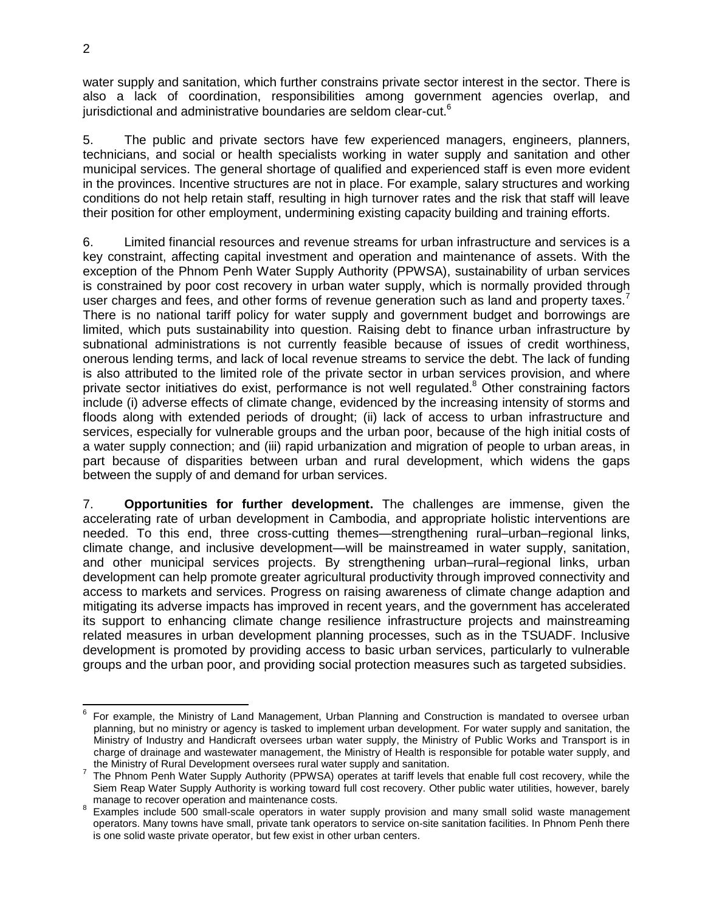water supply and sanitation, which further constrains private sector interest in the sector. There is also a lack of coordination, responsibilities among government agencies overlap, and jurisdictional and administrative boundaries are seldom clear-cut.[6]

5. The public and private sectors have few experienced managers, engineers, planners, technicians, and social or health specialists working in water supply and sanitation and other municipal services. The general shortage of qualified and experienced staff is even more evident in the provinces. Incentive structures are not in place. For example, salary structures and working conditions do not help retain staff, resulting in high turnover rates and the risk that staff will leave their position for other employment, undermining existing capacity building and training efforts.

6. Limited financial resources and revenue streams for urban infrastructure and services is a key constraint, affecting capital investment and operation and maintenance of assets. With the exception of the Phnom Penh Water Supply Authority (PPWSA), sustainability of urban services is constrained by poor cost recovery in urban water supply, which is normally provided through user charges and fees, and other forms of revenue generation such as land and property taxes.[7] There is no national tariff policy for water supply and government budget and borrowings are limited, which puts sustainability into question. Raising debt to finance urban infrastructure by subnational administrations is not currently feasible because of issues of credit worthiness, onerous lending terms, and lack of local revenue streams to service the debt. The lack of funding is also attributed to the limited role of the private sector in urban services provision, and where private sector initiatives do exist, performance is not well regulated.[8] Other constraining factors include (i) adverse effects of climate change, evidenced by the increasing intensity of storms and floods along with extended periods of drought; (ii) lack of access to urban infrastructure and services, especially for vulnerable groups and the urban poor, because of the high initial costs of a water supply connection; and (iii) rapid urbanization and migration of people to urban areas, in part because of disparities between urban and rural development, which widens the gaps between the supply of and demand for urban services.

7. **Opportunities for further development.** The challenges are immense, given the accelerating rate of urban development in Cambodia, and appropriate holistic interventions are needed. To this end, three cross-cutting themes—strengthening rural–urban–regional links, climate change, and inclusive development—will be mainstreamed in water supply, sanitation, and other municipal services projects. By strengthening urban–rural–regional links, urban development can help promote greater agricultural productivity through improved connectivity and access to markets and services. Progress on raising awareness of climate change adaption and mitigating its adverse impacts has improved in recent years, and the government has accelerated its support to enhancing climate change resilience infrastructure projects and mainstreaming related measures in urban development planning processes, such as in the TSUADF. Inclusive development is promoted by providing access to basic urban services, particularly to vulnerable groups and the urban poor, and providing social protection measures such as targeted subsidies.

---

[6] For example, the Ministry of Land Management, Urban Planning and Construction is mandated to oversee urban planning, but no ministry or agency is tasked to implement urban development. For water supply and sanitation, the Ministry of Industry and Handicraft oversees urban water supply, the Ministry of Public Works and Transport is in charge of drainage and wastewater management, the Ministry of Health is responsible for potable water supply, and the Ministry of Rural Development oversees rural water supply and sanitation.

[7] The Phnom Penh Water Supply Authority (PPWSA) operates at tariff levels that enable full cost recovery, while the Siem Reap Water Supply Authority is working toward full cost recovery. Other public water utilities, however, barely manage to recover operation and maintenance costs.

[8] Examples include 500 small-scale operators in water supply provision and many small solid waste management operators. Many towns have small, private tank operators to service on-site sanitation facilities. In Phnom Penh there is one solid waste private operator, but few exist in other urban centers.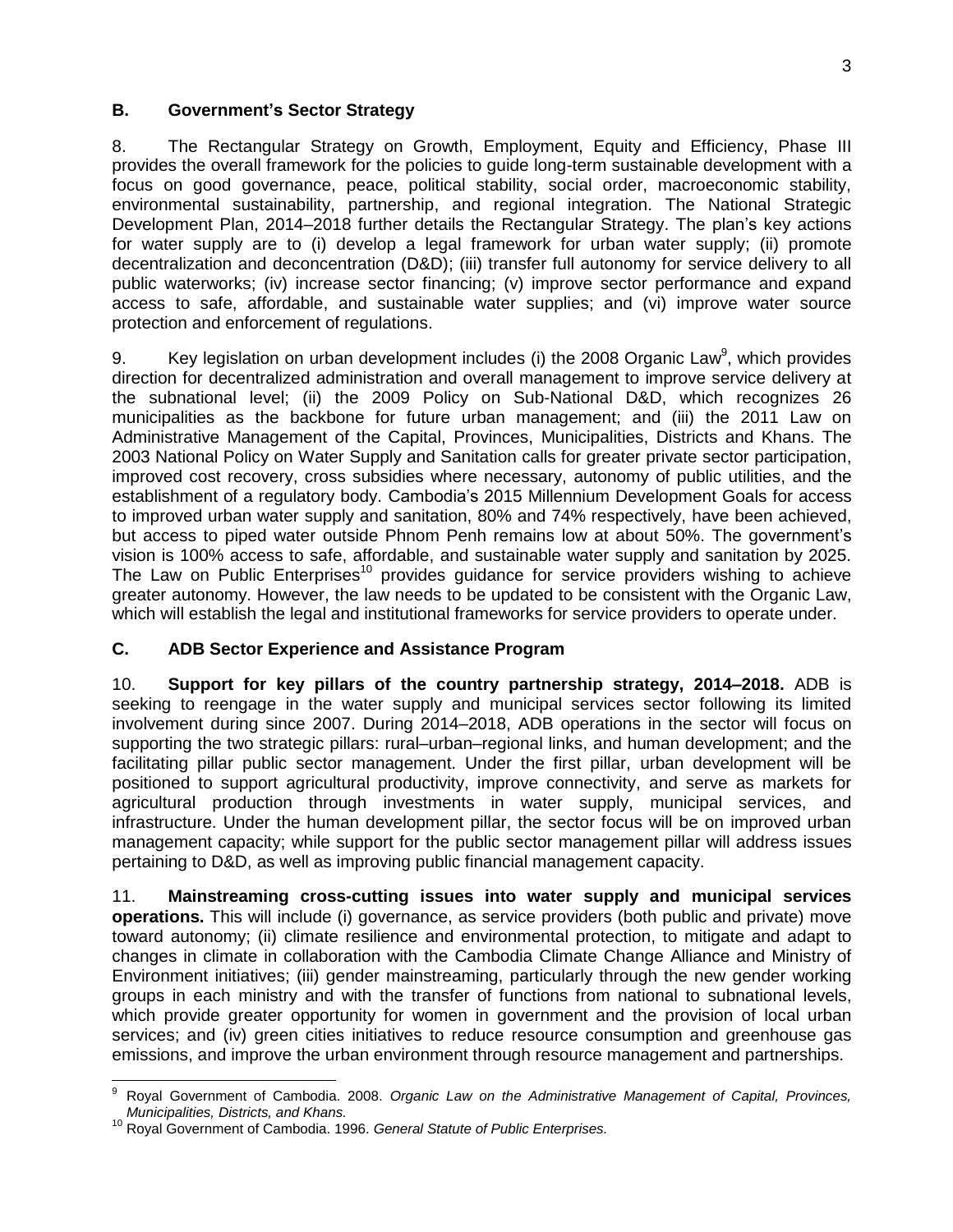## B. Government's Sector Strategy

8. The Rectangular Strategy on Growth, Employment, Equity and Efficiency, Phase III provides the overall framework for the policies to guide long-term sustainable development with a focus on good governance, peace, political stability, social order, macroeconomic stability, environmental sustainability, partnership, and regional integration. The National Strategic Development Plan, 2014–2018 further details the Rectangular Strategy. The plan's key actions for water supply are to (i) develop a legal framework for urban water supply; (ii) promote decentralization and deconcentration (D&D); (iii) transfer full autonomy for service delivery to all public waterworks; (iv) increase sector financing; (v) improve sector performance and expand access to safe, affordable, and sustainable water supplies; and (vi) improve water source protection and enforcement of regulations.

9. Key legislation on urban development includes (i) the 2008 Organic Law[9], which provides direction for decentralized administration and overall management to improve service delivery at the subnational level; (ii) the 2009 Policy on Sub-National D&D, which recognizes 26 municipalities as the backbone for future urban management; and (iii) the 2011 Law on Administrative Management of the Capital, Provinces, Municipalities, Districts and Khans. The 2003 National Policy on Water Supply and Sanitation calls for greater private sector participation, improved cost recovery, cross subsidies where necessary, autonomy of public utilities, and the establishment of a regulatory body. Cambodia's 2015 Millennium Development Goals for access to improved urban water supply and sanitation, 80% and 74% respectively, have been achieved, but access to piped water outside Phnom Penh remains low at about 50%. The government's vision is 100% access to safe, affordable, and sustainable water supply and sanitation by 2025. The Law on Public Enterprises[10] provides guidance for service providers wishing to achieve greater autonomy. However, the law needs to be updated to be consistent with the Organic Law, which will establish the legal and institutional frameworks for service providers to operate under.

## C. ADB Sector Experience and Assistance Program

10. **Support for key pillars of the country partnership strategy, 2014–2018.** ADB is seeking to reengage in the water supply and municipal services sector following its limited involvement during since 2007. During 2014–2018, ADB operations in the sector will focus on supporting the two strategic pillars: rural–urban–regional links, and human development; and the facilitating pillar public sector management. Under the first pillar, urban development will be positioned to support agricultural productivity, improve connectivity, and serve as markets for agricultural production through investments in water supply, municipal services, and infrastructure. Under the human development pillar, the sector focus will be on improved urban management capacity; while support for the public sector management pillar will address issues pertaining to D&D, as well as improving public financial management capacity.

11. **Mainstreaming cross-cutting issues into water supply and municipal services operations.** This will include (i) governance, as service providers (both public and private) move toward autonomy; (ii) climate resilience and environmental protection, to mitigate and adapt to changes in climate in collaboration with the Cambodia Climate Change Alliance and Ministry of Environment initiatives; (iii) gender mainstreaming, particularly through the new gender working groups in each ministry and with the transfer of functions from national to subnational levels, which provide greater opportunity for women in government and the provision of local urban services; and (iv) green cities initiatives to reduce resource consumption and greenhouse gas emissions, and improve the urban environment through resource management and partnerships.

---

[9] Royal Government of Cambodia. 2008. *Organic Law on the Administrative Management of Capital, Provinces, Municipalities, Districts, and Khans.*

[10] Royal Government of Cambodia. 1996. *General Statute of Public Enterprises.*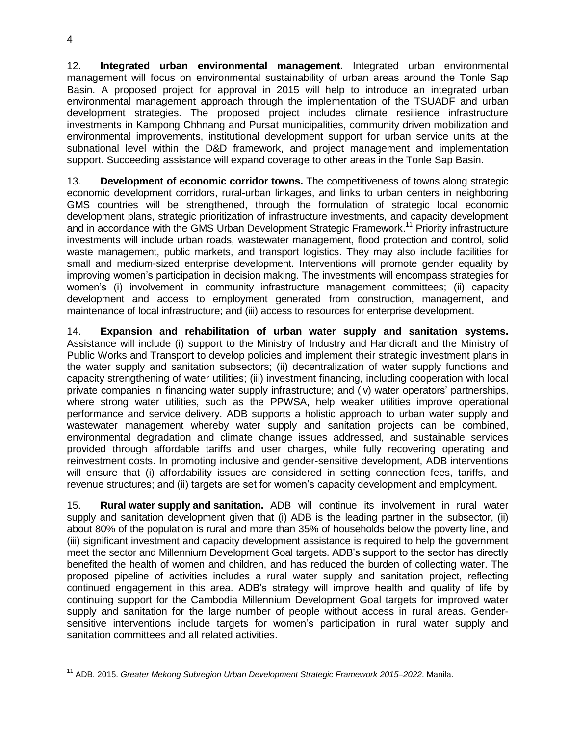12. **Integrated urban environmental management.** Integrated urban environmental management will focus on environmental sustainability of urban areas around the Tonle Sap Basin. A proposed project for approval in 2015 will help to introduce an integrated urban environmental management approach through the implementation of the TSUADF and urban development strategies. The proposed project includes climate resilience infrastructure investments in Kampong Chhnang and Pursat municipalities, community driven mobilization and environmental improvements, institutional development support for urban service units at the subnational level within the D&D framework, and project management and implementation support. Succeeding assistance will expand coverage to other areas in the Tonle Sap Basin.

13. **Development of economic corridor towns.** The competitiveness of towns along strategic economic development corridors, rural-urban linkages, and links to urban centers in neighboring GMS countries will be strengthened, through the formulation of strategic local economic development plans, strategic prioritization of infrastructure investments, and capacity development and in accordance with the GMS Urban Development Strategic Framework.[11] Priority infrastructure investments will include urban roads, wastewater management, flood protection and control, solid waste management, public markets, and transport logistics. They may also include facilities for small and medium-sized enterprise development. Interventions will promote gender equality by improving women's participation in decision making. The investments will encompass strategies for women's (i) involvement in community infrastructure management committees; (ii) capacity development and access to employment generated from construction, management, and maintenance of local infrastructure; and (iii) access to resources for enterprise development.

14. **Expansion and rehabilitation of urban water supply and sanitation systems.** Assistance will include (i) support to the Ministry of Industry and Handicraft and the Ministry of Public Works and Transport to develop policies and implement their strategic investment plans in the water supply and sanitation subsectors; (ii) decentralization of water supply functions and capacity strengthening of water utilities; (iii) investment financing, including cooperation with local private companies in financing water supply infrastructure; and (iv) water operators' partnerships, where strong water utilities, such as the PPWSA, help weaker utilities improve operational performance and service delivery. ADB supports a holistic approach to urban water supply and wastewater management whereby water supply and sanitation projects can be combined, environmental degradation and climate change issues addressed, and sustainable services provided through affordable tariffs and user charges, while fully recovering operating and reinvestment costs. In promoting inclusive and gender-sensitive development, ADB interventions will ensure that (i) affordability issues are considered in setting connection fees, tariffs, and revenue structures; and (ii) targets are set for women's capacity development and employment.

15. **Rural water supply and sanitation.** ADB will continue its involvement in rural water supply and sanitation development given that (i) ADB is the leading partner in the subsector, (ii) about 80% of the population is rural and more than 35% of households below the poverty line, and (iii) significant investment and capacity development assistance is required to help the government meet the sector and Millennium Development Goal targets. ADB's support to the sector has directly benefited the health of women and children, and has reduced the burden of collecting water. The proposed pipeline of activities includes a rural water supply and sanitation project, reflecting continued engagement in this area. ADB's strategy will improve health and quality of life by continuing support for the Cambodia Millennium Development Goal targets for improved water supply and sanitation for the large number of people without access in rural areas. Gender-sensitive interventions include targets for women's participation in rural water supply and sanitation committees and all related activities.

---

[11] ADB. 2015. *Greater Mekong Subregion Urban Development Strategic Framework 2015–2022*. Manila.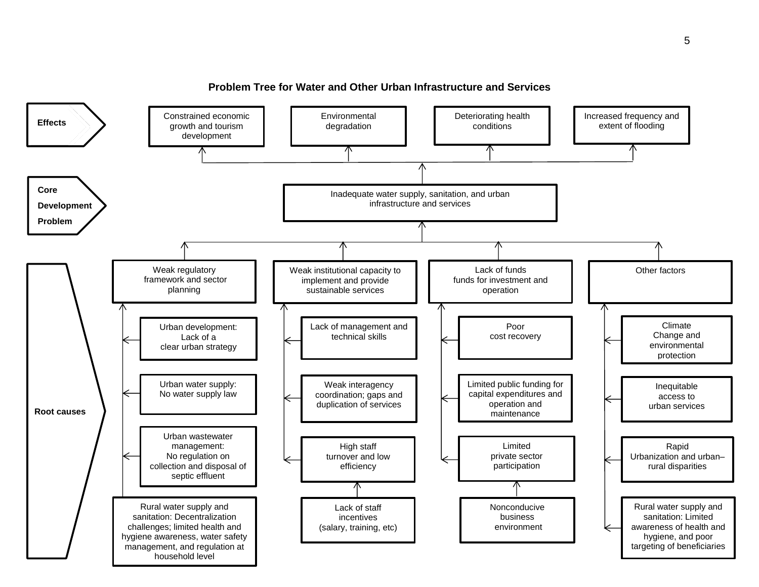## Problem Tree for Water and Other Urban Infrastructure and Services

### Effects

- Constrained economic growth and tourism development
- Environmental degradation
- Deteriorating health conditions
- Increased frequency and extent of flooding

### Core Development Problem

- Inadequate water supply, sanitation, and urban infrastructure and services

### Root causes

**Weak regulatory framework and sector planning**

- Urban development: Lack of a clear urban strategy
- Urban water supply: No water supply law
- Urban wastewater management: No regulation on collection and disposal of septic effluent
- Rural water supply and sanitation: Decentralization challenges; limited health and hygiene awareness, water safety management, and regulation at household level

**Weak institutional capacity to implement and provide sustainable services**

- Lack of management and technical skills
- Weak interagency coordination; gaps and duplication of services
- High staff turnover and low efficiency
  - Lack of staff incentives (salary, training, etc)

**Lack of funds funds for investment and operation**

- Poor cost recovery
- Limited public funding for capital expenditures and operation and maintenance
- Limited private sector participation
  - Nonconducive business environment

**Other factors**

- Climate Change and environmental protection
- Inequitable access to urban services
- Rapid Urbanization and urban–rural disparities
- Rural water supply and sanitation: Limited awareness of health and hygiene, and poor targeting of beneficiaries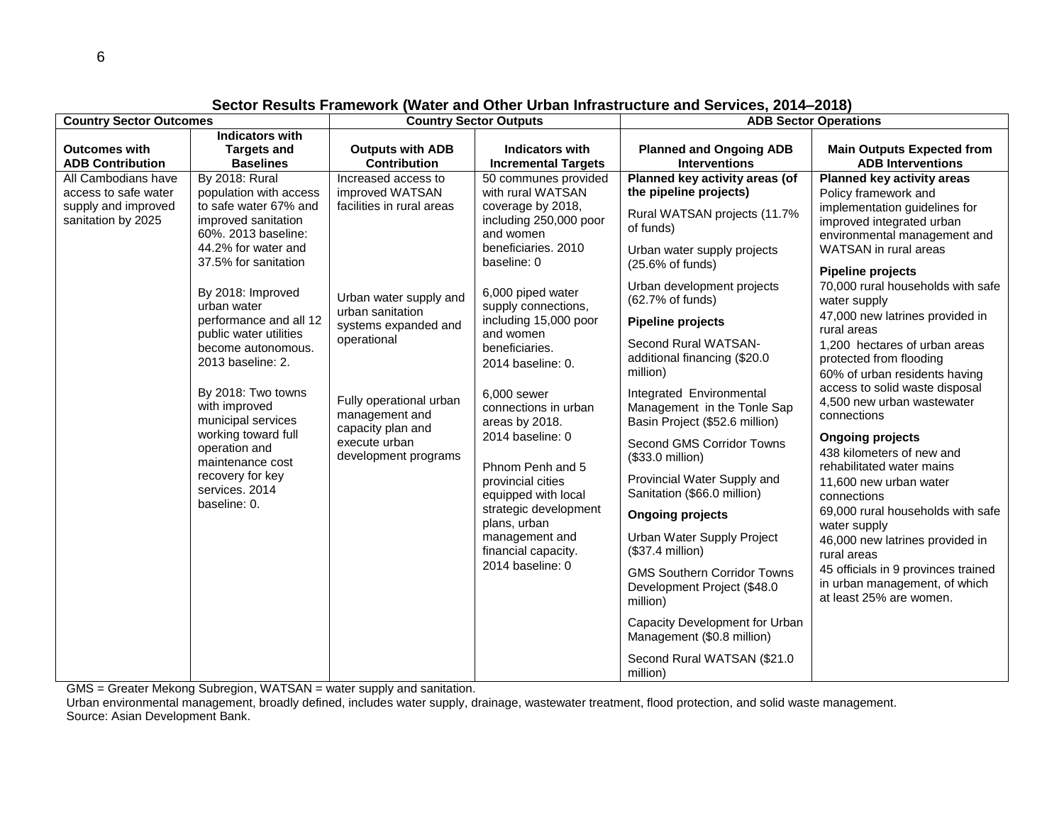**Sector Results Framework (Water and Other Urban Infrastructure and Services, 2014–2018)**

| Country Sector Outcomes | | Country Sector Outputs | | ADB Sector Operations | |
|---|---|---|---|---|---|
| **Outcomes with ADB Contribution** | **Indicators with Targets and Baselines** | **Outputs with ADB Contribution** | **Indicators with Incremental Targets** | **Planned and Ongoing ADB Interventions** | **Main Outputs Expected from ADB Interventions** |
| All Cambodians have access to safe water supply and improved sanitation by 2025 | By 2018: Rural population with access to safe water 67% and improved sanitation 60%. 2013 baseline: 44.2% for water and 37.5% for sanitation<br><br>By 2018: Improved urban water performance and all 12 public water utilities become autonomous. 2013 baseline: 2.<br><br>By 2018: Two towns with improved municipal services working toward full operation and maintenance cost recovery for key services. 2014 baseline: 0. | Increased access to improved WATSAN facilities in rural areas<br><br>Urban water supply and urban sanitation systems expanded and operational<br><br>Fully operational urban management and capacity plan and execute urban development programs | 50 communes provided with rural WATSAN coverage by 2018, including 250,000 poor and women beneficiaries. 2010 baseline: 0<br><br>6,000 piped water supply connections, including 15,000 poor and women beneficiaries. 2014 baseline: 0.<br><br>6,000 sewer connections in urban areas by 2018. 2014 baseline: 0<br><br>Phnom Penh and 5 provincial cities equipped with local strategic development plans, urban management and financial capacity. 2014 baseline: 0 | **Planned key activity areas (of the pipeline projects)**<br>Rural WATSAN projects (11.7% of funds)<br>Urban water supply projects (25.6% of funds)<br>Urban development projects (62.7% of funds)<br>**Pipeline projects**<br>Second Rural WATSAN-additional financing ($20.0 million)<br>Integrated Environmental Management in the Tonle Sap Basin Project ($52.6 million)<br>Second GMS Corridor Towns ($33.0 million)<br>Provincial Water Supply and Sanitation ($66.0 million)<br>**Ongoing projects**<br>Urban Water Supply Project ($37.4 million)<br>GMS Southern Corridor Towns Development Project ($48.0 million)<br>Capacity Development for Urban Management ($0.8 million)<br>Second Rural WATSAN ($21.0 million) | **Planned key activity areas**<br>Policy framework and implementation guidelines for improved integrated urban environmental management and WATSAN in rural areas<br>**Pipeline projects**<br>70,000 rural households with safe water supply<br>47,000 new latrines provided in rural areas<br>1,200 hectares of urban areas protected from flooding<br>60% of urban residents having access to solid waste disposal<br>4,500 new urban wastewater connections<br>**Ongoing projects**<br>438 kilometers of new and rehabilitated water mains<br>11,600 new urban water connections<br>69,000 rural households with safe water supply<br>46,000 new latrines provided in rural areas<br>45 officials in 9 provinces trained in urban management, of which at least 25% are women. |

GMS = Greater Mekong Subregion, WATSAN = water supply and sanitation.

Urban environmental management, broadly defined, includes water supply, drainage, wastewater treatment, flood protection, and solid waste management.

Source: Asian Development Bank.